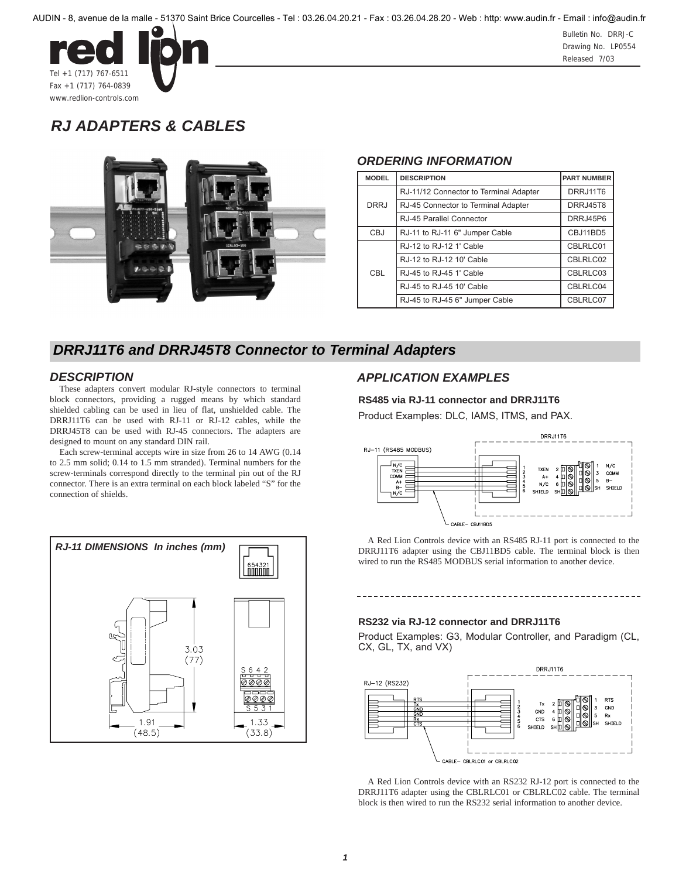AUDIN - 8, avenue de la malle - 51370 Saint Brice Courcelles - Tel : 03.26.04.20.21 - Fax : 03.26.04.28.20 - Web : http: www.audin.fr - Email : info@audin.fr

Tel +1 (717) 767-6511
Fax +1 (717) 764-0839
www.redlion-controls.com

Bulletin No. DRRJ-C
Drawing No. LP0554
Released 7/03

# RJ ADAPTERS & CABLES

## ORDERING INFORMATION

| MODEL | DESCRIPTION | PART NUMBER |
|---|---|---|
| DRRJ | RJ-11/12 Connector to Terminal Adapter | DRRJ11T6 |
| | RJ-45 Connector to Terminal Adapter | DRRJ45T8 |
| | RJ-45 Parallel Connector | DRRJ45P6 |
| CBJ | RJ-11 to RJ-11 6" Jumper Cable | CBJ11BD5 |
| CBL | RJ-12 to RJ-12 1' Cable | CBLRLC01 |
| | RJ-12 to RJ-12 10' Cable | CBLRLC02 |
| | RJ-45 to RJ-45 1' Cable | CBLRLC03 |
| | RJ-45 to RJ-45 10' Cable | CBLRLC04 |
| | RJ-45 to RJ-45 6" Jumper Cable | CBLRLC07 |

## DRRJ11T6 and DRRJ45T8 Connector to Terminal Adapters

### DESCRIPTION

These adapters convert modular RJ-style connectors to terminal block connectors, providing a rugged means by which standard shielded cabling can be used in lieu of flat, unshielded cable. The DRRJ11T6 can be used with RJ-11 or RJ-12 cables, while the DRRJ45T8 can be used with RJ-45 connectors. The adapters are designed to mount on any standard DIN rail.

Each screw-terminal accepts wire in size from 26 to 14 AWG (0.14 to 2.5 mm solid; 0.14 to 1.5 mm stranded). Terminal numbers for the screw-terminals correspond directly to the terminal pin out of the RJ connector. There is an extra terminal on each block labeled "S" for the connection of shields.

### RJ-11 DIMENSIONS In inches (mm)

654321

3.03 (77)

S 6 4 2

S 5 3 1

1.91 (48.5)

1.33 (33.8)

### APPLICATION EXAMPLES

#### RS485 via RJ-11 connector and DRRJ11T6

Product Examples: DLC, IAMS, ITMS, and PAX.

DRRJ11T6

RJ-11 (RS485 MODBUS): N/C, TXEN, COMM, A+, B-, N/C

1 2 3 4 5 6

TXEN 2, A+ 4, N/C 6, SHIELD SH — 1 N/C, 3 COMM, 5 B-, SH SHIELD

CABLE- CBJ11BD5

A Red Lion Controls device with an RS485 RJ-11 port is connected to the DRRJ11T6 adapter using the CBJ11BD5 cable. The terminal block is then wired to run the RS485 MODBUS serial information to another device.

#### RS232 via RJ-12 connector and DRRJ11T6

Product Examples: G3, Modular Controller, and Paradigm (CL, CX, GL, TX, and VX)

DRRJ11T6

RJ-12 (RS232): RTS, Tx, GND, GND, Rx, CTS

1 2 3 4 5 6

Tx 2, GND 4, CTS 6, SHIELD SH — 1 RTS, 3 GND, 5 Rx, SH SHIELD

CABLE- CBLRLC01 or CBLRLC02

A Red Lion Controls device with an RS232 RJ-12 port is connected to the DRRJ11T6 adapter using the CBLRLC01 or CBLRLC02 cable. The terminal block is then wired to run the RS232 serial information to another device.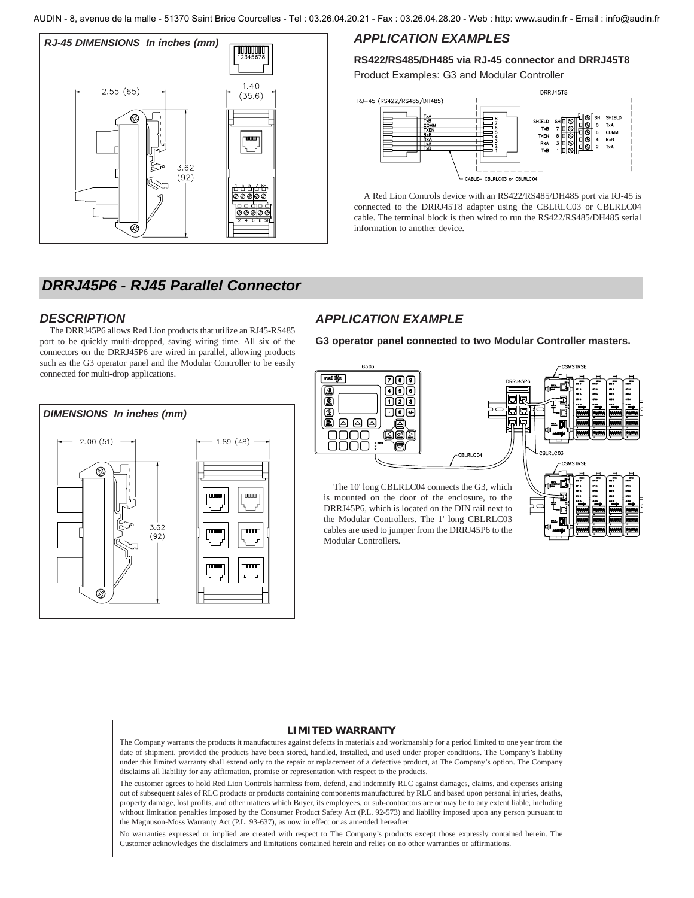AUDIN - 8, avenue de la malle - 51370 Saint Brice Courcelles - Tel : 03.26.04.20.21 - Fax : 03.26.04.28.20 - Web : http: www.audin.fr - Email : info@audin.fr

### RJ-45 DIMENSIONS In inches (mm)

12345678

2.55 (65)

1.40 (35.6)

3.62 (92)

1 3 5 7 SH

2 4 6 8 SH

### APPLICATION EXAMPLES

**RS422/RS485/DH485 via RJ-45 connector and DRRJ45T8**

Product Examples: G3 and Modular Controller

DRRJ45T8

RJ-45 (RS422/RS485/DH485)

TxA TxB COMM TXEN RxB RxA TxA TxB

8 7 6 5 4 3 2 1

SHIELD SH SH SHIELD
TxB 7 8 TxA
TXEN 5 6 COMM
RxA 3 4 RxB
TxB 1 2 TxA

CABLE- CBLRLC03 or CBLRLC04

A Red Lion Controls device with an RS422/RS485/DH485 port via RJ-45 is connected to the DRRJ45T8 adapter using the CBLRLC03 or CBLRLC04 cable. The terminal block is then wired to run the RS422/RS485/DH485 serial information to another device.

## DRRJ45P6 - RJ45 Parallel Connector

### DESCRIPTION

The DRRJ45P6 allows Red Lion products that utilize an RJ45-RS485 port to be quickly multi-dropped, saving wiring time. All six of the connectors on the DRRJ45P6 are wired in parallel, allowing products such as the G3 operator panel and the Modular Controller to be easily connected for multi-drop applications.

### DIMENSIONS In inches (mm)

2.00 (51)

1.89 (48)

3.62 (92)

### APPLICATION EXAMPLE

**G3 operator panel connected to two Modular Controller masters.**

G303

DRRJ45P6

CSMSTRSE

CBLRLC04

CBLRLC03

CSMSTRSE

The 10' long CBLRLC04 connects the G3, which is mounted on the door of the enclosure, to the DRRJ45P6, which is located on the DIN rail next to the Modular Controllers. The 1' long CBLRLC03 cables are used to jumper from the DRRJ45P6 to the Modular Controllers.

**LIMITED WARRANTY**

The Company warrants the products it manufactures against defects in materials and workmanship for a period limited to one year from the date of shipment, provided the products have been stored, handled, installed, and used under proper conditions. The Company's liability under this limited warranty shall extend only to the repair or replacement of a defective product, at The Company's option. The Company disclaims all liability for any affirmation, promise or representation with respect to the products.

The customer agrees to hold Red Lion Controls harmless from, defend, and indemnify RLC against damages, claims, and expenses arising out of subsequent sales of RLC products or products containing components manufactured by RLC and based upon personal injuries, deaths, property damage, lost profits, and other matters which Buyer, its employees, or sub-contractors are or may be to any extent liable, including without limitation penalties imposed by the Consumer Product Safety Act (P.L. 92-573) and liability imposed upon any person pursuant to the Magnuson-Moss Warranty Act (P.L. 93-637), as now in effect or as amended hereafter.

No warranties expressed or implied are created with respect to The Company's products except those expressly contained herein. The Customer acknowledges the disclaimers and limitations contained herein and relies on no other warranties or affirmations.